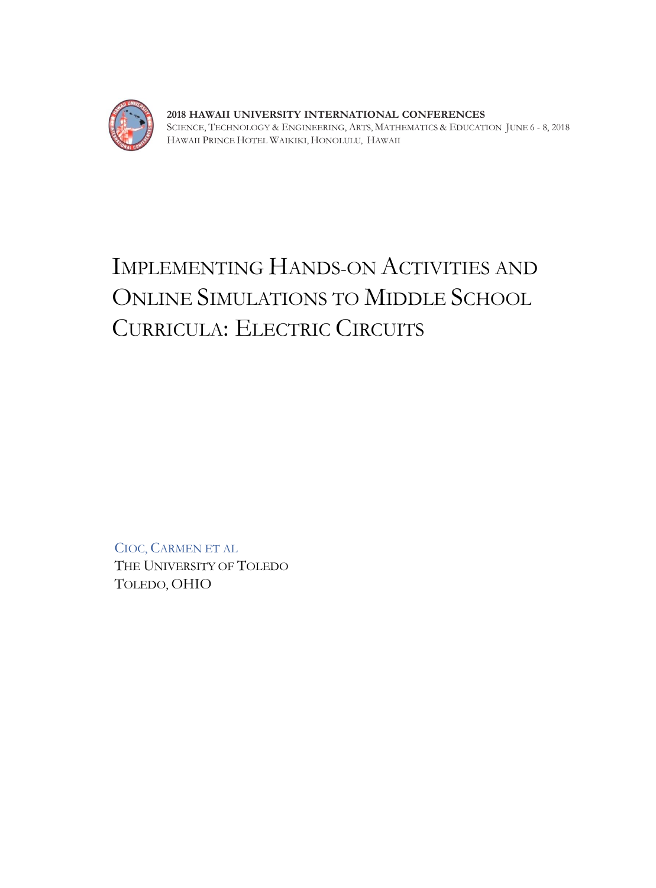**2018 HAWAII UNIVERSITY INTERNATIONAL CONFERENCES**
SCIENCE, TECHNOLOGY & ENGINEERING, ARTS, MATHEMATICS & EDUCATION JUNE 6 - 8, 2018
HAWAII PRINCE HOTEL WAIKIKI, HONOLULU, HAWAII

# IMPLEMENTING HANDS-ON ACTIVITIES AND ONLINE SIMULATIONS TO MIDDLE SCHOOL CURRICULA: ELECTRIC CIRCUITS

CIOC, CARMEN ET AL
THE UNIVERSITY OF TOLEDO
TOLEDO, OHIO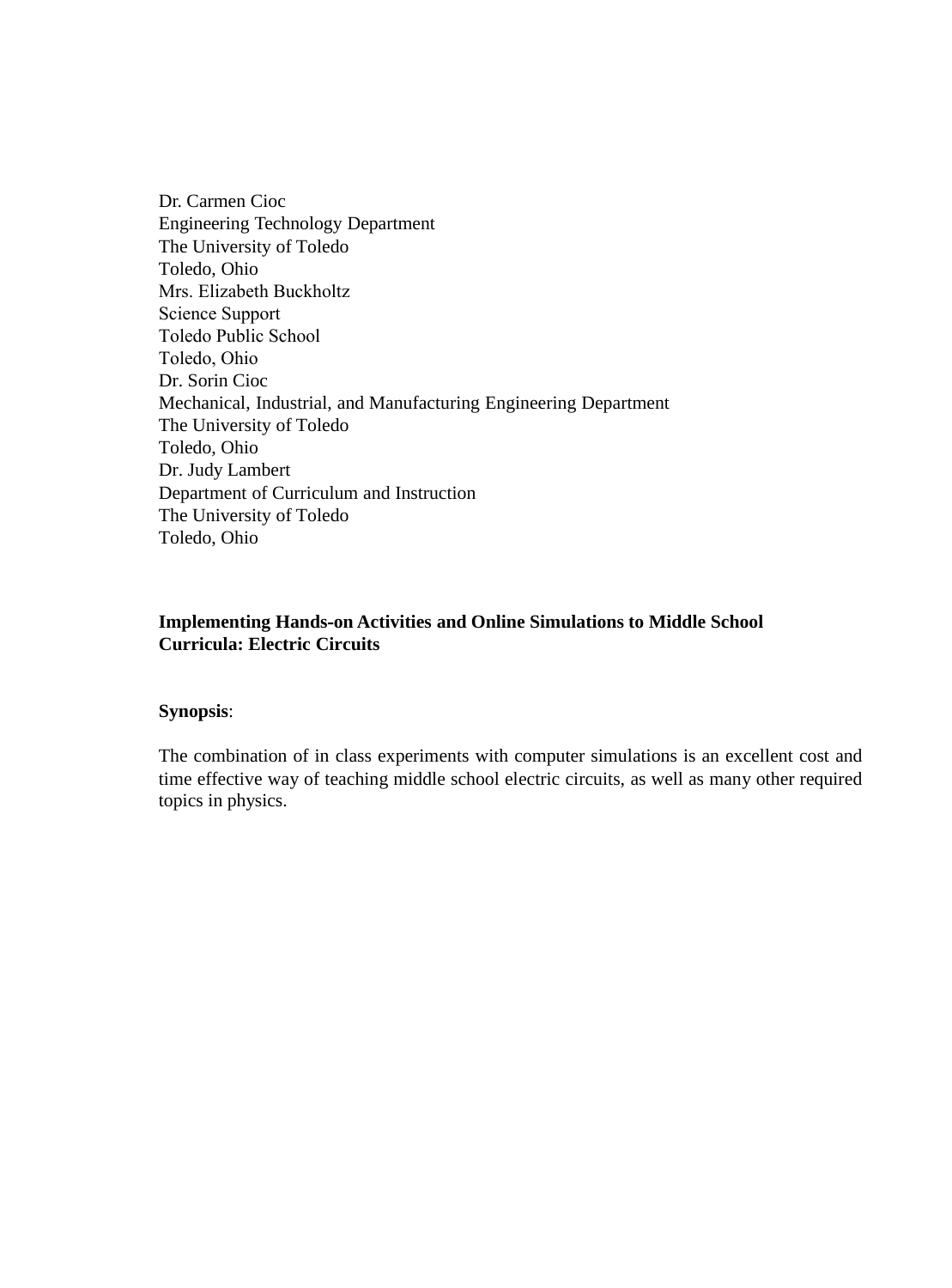Dr. Carmen Cioc
Engineering Technology Department
The University of Toledo
Toledo, Ohio
Mrs. Elizabeth Buckholtz
Science Support
Toledo Public School
Toledo, Ohio
Dr. Sorin Cioc
Mechanical, Industrial, and Manufacturing Engineering Department
The University of Toledo
Toledo, Ohio
Dr. Judy Lambert
Department of Curriculum and Instruction
The University of Toledo
Toledo, Ohio

**Implementing Hands-on Activities and Online Simulations to Middle School Curricula: Electric Circuits**

**Synopsis**:

The combination of in class experiments with computer simulations is an excellent cost and time effective way of teaching middle school electric circuits, as well as many other required topics in physics.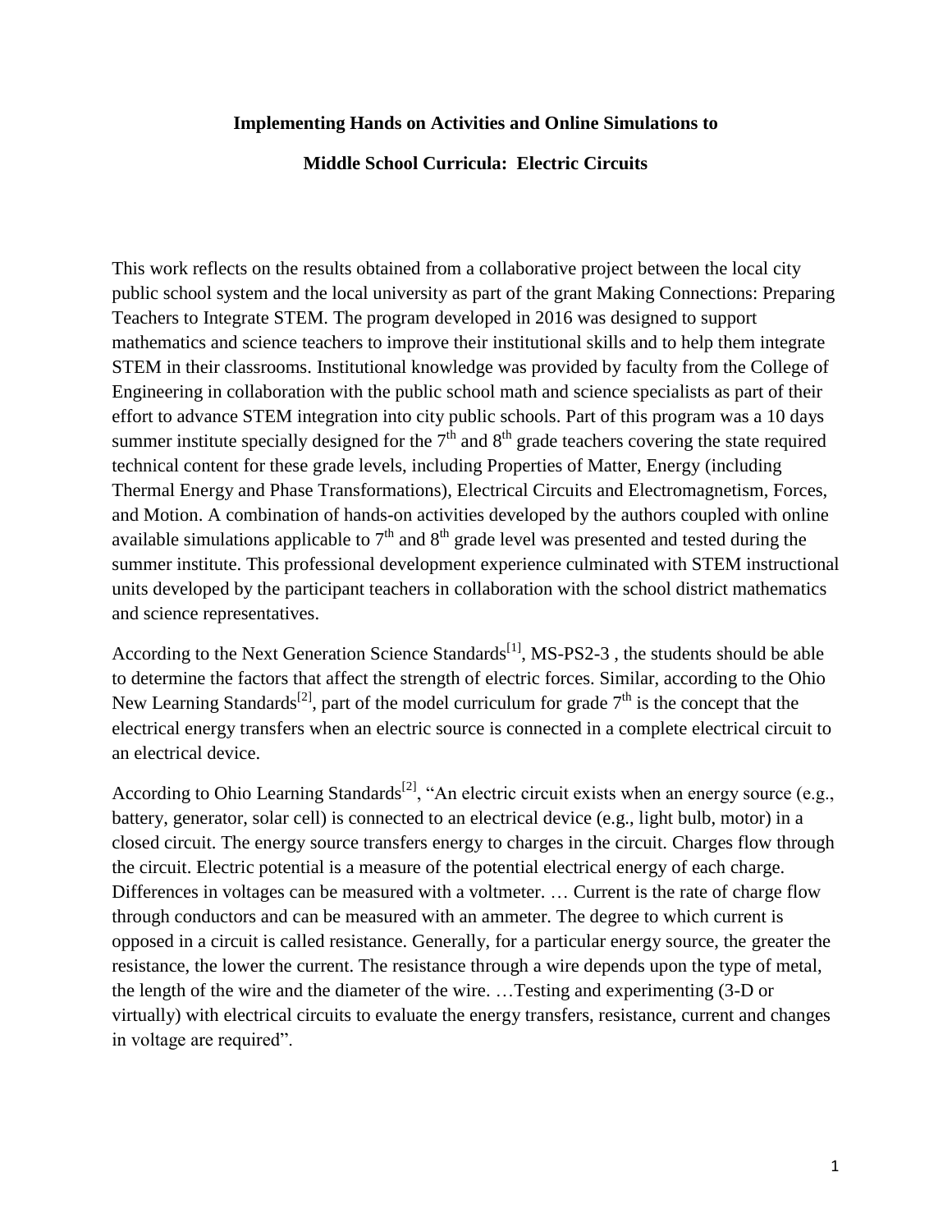**Implementing Hands on Activities and Online Simulations to**

**Middle School Curricula: Electric Circuits**

This work reflects on the results obtained from a collaborative project between the local city public school system and the local university as part of the grant Making Connections: Preparing Teachers to Integrate STEM. The program developed in 2016 was designed to support mathematics and science teachers to improve their institutional skills and to help them integrate STEM in their classrooms. Institutional knowledge was provided by faculty from the College of Engineering in collaboration with the public school math and science specialists as part of their effort to advance STEM integration into city public schools. Part of this program was a 10 days summer institute specially designed for the 7th and 8th grade teachers covering the state required technical content for these grade levels, including Properties of Matter, Energy (including Thermal Energy and Phase Transformations), Electrical Circuits and Electromagnetism, Forces, and Motion. A combination of hands-on activities developed by the authors coupled with online available simulations applicable to 7th and 8th grade level was presented and tested during the summer institute. This professional development experience culminated with STEM instructional units developed by the participant teachers in collaboration with the school district mathematics and science representatives.

According to the Next Generation Science Standards[1], MS-PS2-3 , the students should be able to determine the factors that affect the strength of electric forces. Similar, according to the Ohio New Learning Standards[2], part of the model curriculum for grade 7th is the concept that the electrical energy transfers when an electric source is connected in a complete electrical circuit to an electrical device.

According to Ohio Learning Standards[2], "An electric circuit exists when an energy source (e.g., battery, generator, solar cell) is connected to an electrical device (e.g., light bulb, motor) in a closed circuit. The energy source transfers energy to charges in the circuit. Charges flow through the circuit. Electric potential is a measure of the potential electrical energy of each charge. Differences in voltages can be measured with a voltmeter. … Current is the rate of charge flow through conductors and can be measured with an ammeter. The degree to which current is opposed in a circuit is called resistance. Generally, for a particular energy source, the greater the resistance, the lower the current. The resistance through a wire depends upon the type of metal, the length of the wire and the diameter of the wire. …Testing and experimenting (3-D or virtually) with electrical circuits to evaluate the energy transfers, resistance, current and changes in voltage are required".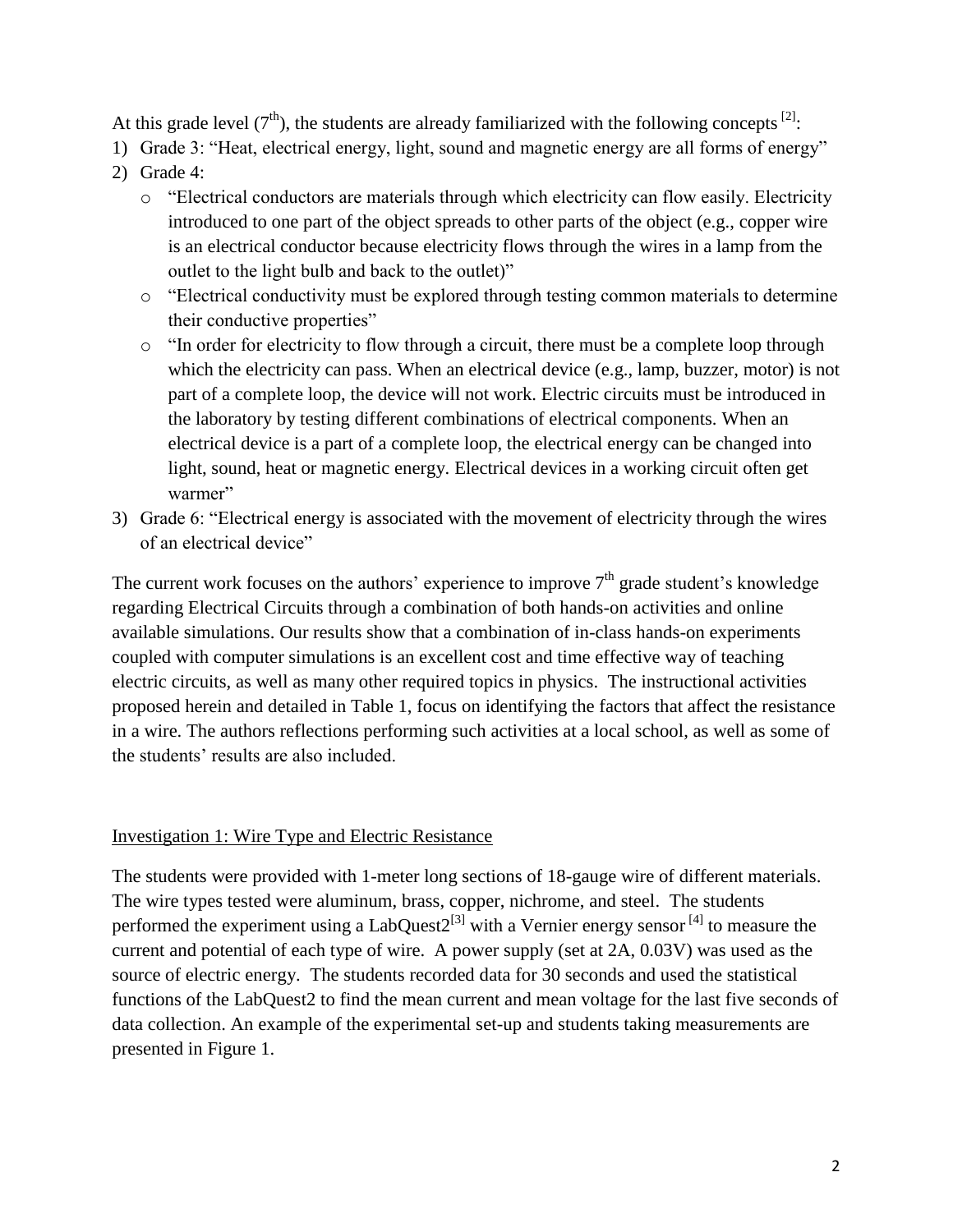At this grade level ($7^{th}$), the students are already familiarized with the following concepts [2]:

1) Grade 3: "Heat, electrical energy, light, sound and magnetic energy are all forms of energy"
2) Grade 4:
   - "Electrical conductors are materials through which electricity can flow easily. Electricity introduced to one part of the object spreads to other parts of the object (e.g., copper wire is an electrical conductor because electricity flows through the wires in a lamp from the outlet to the light bulb and back to the outlet)"
   - "Electrical conductivity must be explored through testing common materials to determine their conductive properties"
   - "In order for electricity to flow through a circuit, there must be a complete loop through which the electricity can pass. When an electrical device (e.g., lamp, buzzer, motor) is not part of a complete loop, the device will not work. Electric circuits must be introduced in the laboratory by testing different combinations of electrical components. When an electrical device is a part of a complete loop, the electrical energy can be changed into light, sound, heat or magnetic energy. Electrical devices in a working circuit often get warmer"
3) Grade 6: "Electrical energy is associated with the movement of electricity through the wires of an electrical device"

The current work focuses on the authors' experience to improve $7^{th}$ grade student's knowledge regarding Electrical Circuits through a combination of both hands-on activities and online available simulations. Our results show that a combination of in-class hands-on experiments coupled with computer simulations is an excellent cost and time effective way of teaching electric circuits, as well as many other required topics in physics. The instructional activities proposed herein and detailed in Table 1, focus on identifying the factors that affect the resistance in a wire. The authors reflections performing such activities at a local school, as well as some of the students' results are also included.

## Investigation 1: Wire Type and Electric Resistance

The students were provided with 1-meter long sections of 18-gauge wire of different materials. The wire types tested were aluminum, brass, copper, nichrome, and steel. The students performed the experiment using a LabQuest2[3] with a Vernier energy sensor [4] to measure the current and potential of each type of wire. A power supply (set at 2A, 0.03V) was used as the source of electric energy. The students recorded data for 30 seconds and used the statistical functions of the LabQuest2 to find the mean current and mean voltage for the last five seconds of data collection. An example of the experimental set-up and students taking measurements are presented in Figure 1.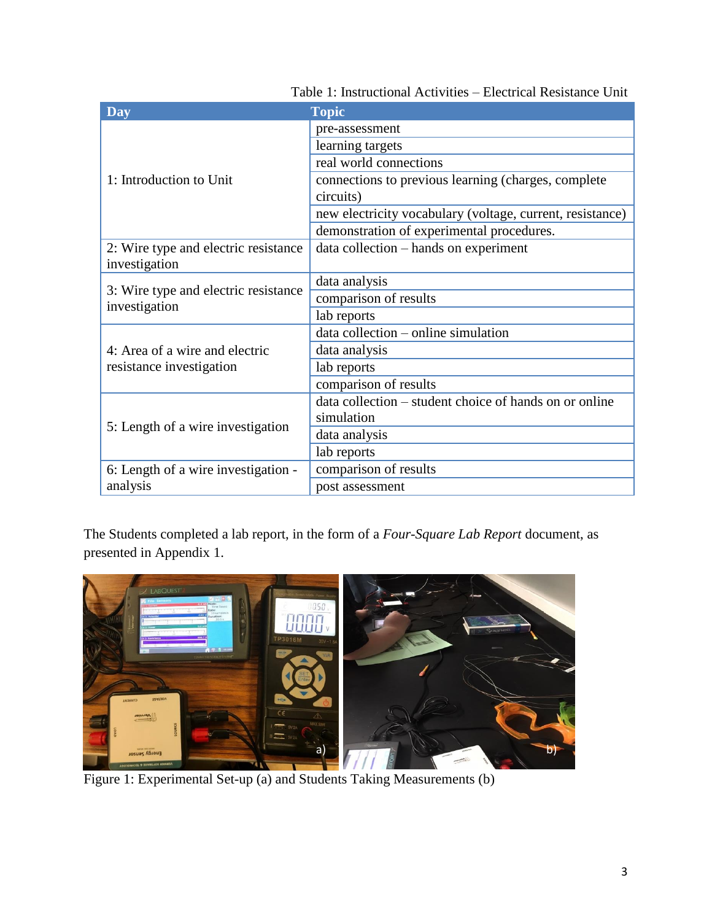Table 1: Instructional Activities – Electrical Resistance Unit

| Day | Topic |
|---|---|
| 1: Introduction to Unit | pre-assessment |
| | learning targets |
| | real world connections |
| | connections to previous learning (charges, complete circuits) |
| | new electricity vocabulary (voltage, current, resistance) |
| | demonstration of experimental procedures. |
| 2: Wire type and electric resistance investigation | data collection – hands on experiment |
| 3: Wire type and electric resistance investigation | data analysis |
| | comparison of results |
| | lab reports |
| 4: Area of a wire and electric resistance investigation | data collection – online simulation |
| | data analysis |
| | lab reports |
| | comparison of results |
| 5: Length of a wire investigation | data collection – student choice of hands on or online simulation |
| | data analysis |
| | lab reports |
| 6: Length of a wire investigation - analysis | comparison of results |
| | post assessment |

The Students completed a lab report, in the form of a *Four-Square Lab Report* document, as presented in Appendix 1.

Figure 1: Experimental Set-up (a) and Students Taking Measurements (b)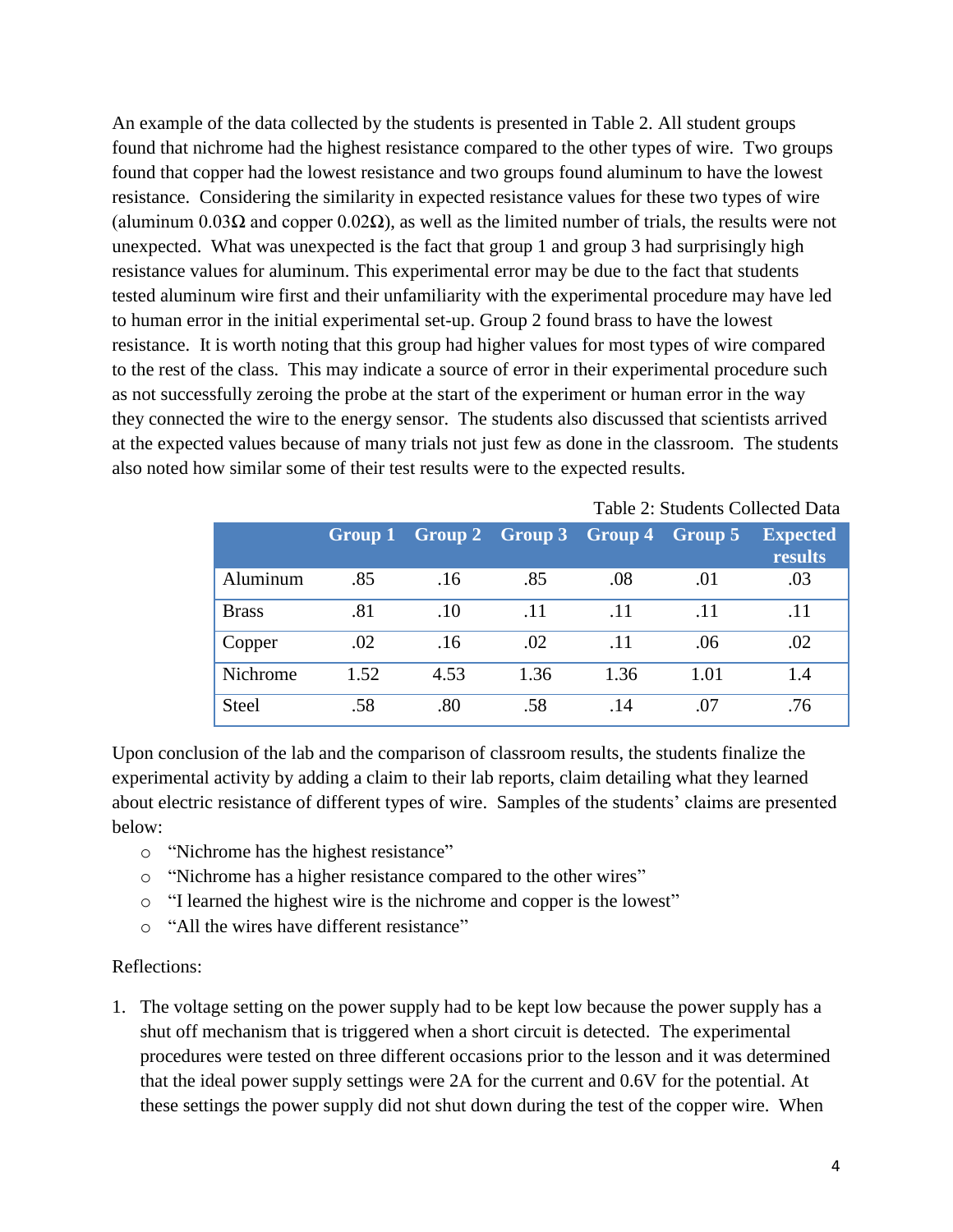An example of the data collected by the students is presented in Table 2. All student groups found that nichrome had the highest resistance compared to the other types of wire. Two groups found that copper had the lowest resistance and two groups found aluminum to have the lowest resistance. Considering the similarity in expected resistance values for these two types of wire (aluminum 0.03Ω and copper 0.02Ω), as well as the limited number of trials, the results were not unexpected. What was unexpected is the fact that group 1 and group 3 had surprisingly high resistance values for aluminum. This experimental error may be due to the fact that students tested aluminum wire first and their unfamiliarity with the experimental procedure may have led to human error in the initial experimental set-up. Group 2 found brass to have the lowest resistance. It is worth noting that this group had higher values for most types of wire compared to the rest of the class. This may indicate a source of error in their experimental procedure such as not successfully zeroing the probe at the start of the experiment or human error in the way they connected the wire to the energy sensor. The students also discussed that scientists arrived at the expected values because of many trials not just few as done in the classroom. The students also noted how similar some of their test results were to the expected results.

Table 2: Students Collected Data

| | Group 1 | Group 2 | Group 3 | Group 4 | Group 5 | Expected results |
|---|---|---|---|---|---|---|
| Aluminum | .85 | .16 | .85 | .08 | .01 | .03 |
| Brass | .81 | .10 | .11 | .11 | .11 | .11 |
| Copper | .02 | .16 | .02 | .11 | .06 | .02 |
| Nichrome | 1.52 | 4.53 | 1.36 | 1.36 | 1.01 | 1.4 |
| Steel | .58 | .80 | .58 | .14 | .07 | .76 |

Upon conclusion of the lab and the comparison of classroom results, the students finalize the experimental activity by adding a claim to their lab reports, claim detailing what they learned about electric resistance of different types of wire. Samples of the students' claims are presented below:

- "Nichrome has the highest resistance"
- "Nichrome has a higher resistance compared to the other wires"
- "I learned the highest wire is the nichrome and copper is the lowest"
- "All the wires have different resistance"

Reflections:

1. The voltage setting on the power supply had to be kept low because the power supply has a shut off mechanism that is triggered when a short circuit is detected. The experimental procedures were tested on three different occasions prior to the lesson and it was determined that the ideal power supply settings were 2A for the current and 0.6V for the potential. At these settings the power supply did not shut down during the test of the copper wire. When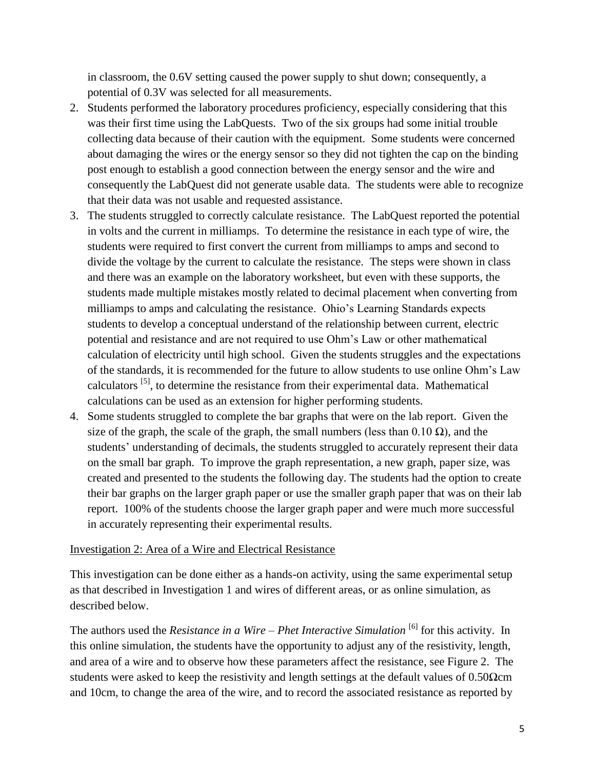in classroom, the 0.6V setting caused the power supply to shut down; consequently, a potential of 0.3V was selected for all measurements.

2. Students performed the laboratory procedures proficiency, especially considering that this was their first time using the LabQuests. Two of the six groups had some initial trouble collecting data because of their caution with the equipment. Some students were concerned about damaging the wires or the energy sensor so they did not tighten the cap on the binding post enough to establish a good connection between the energy sensor and the wire and consequently the LabQuest did not generate usable data. The students were able to recognize that their data was not usable and requested assistance.
3. The students struggled to correctly calculate resistance. The LabQuest reported the potential in volts and the current in milliamps. To determine the resistance in each type of wire, the students were required to first convert the current from milliamps to amps and second to divide the voltage by the current to calculate the resistance. The steps were shown in class and there was an example on the laboratory worksheet, but even with these supports, the students made multiple mistakes mostly related to decimal placement when converting from milliamps to amps and calculating the resistance. Ohio's Learning Standards expects students to develop a conceptual understand of the relationship between current, electric potential and resistance and are not required to use Ohm's Law or other mathematical calculation of electricity until high school. Given the students struggles and the expectations of the standards, it is recommended for the future to allow students to use online Ohm's Law calculators [5], to determine the resistance from their experimental data. Mathematical calculations can be used as an extension for higher performing students.
4. Some students struggled to complete the bar graphs that were on the lab report. Given the size of the graph, the scale of the graph, the small numbers (less than 0.10 Ω), and the students' understanding of decimals, the students struggled to accurately represent their data on the small bar graph. To improve the graph representation, a new graph, paper size, was created and presented to the students the following day. The students had the option to create their bar graphs on the larger graph paper or use the smaller graph paper that was on their lab report. 100% of the students choose the larger graph paper and were much more successful in accurately representing their experimental results.

## Investigation 2: Area of a Wire and Electrical Resistance

This investigation can be done either as a hands-on activity, using the same experimental setup as that described in Investigation 1 and wires of different areas, or as online simulation, as described below.

The authors used the *Resistance in a Wire – Phet Interactive Simulation* [6] for this activity. In this online simulation, the students have the opportunity to adjust any of the resistivity, length, and area of a wire and to observe how these parameters affect the resistance, see Figure 2. The students were asked to keep the resistivity and length settings at the default values of 0.50Ωcm and 10cm, to change the area of the wire, and to record the associated resistance as reported by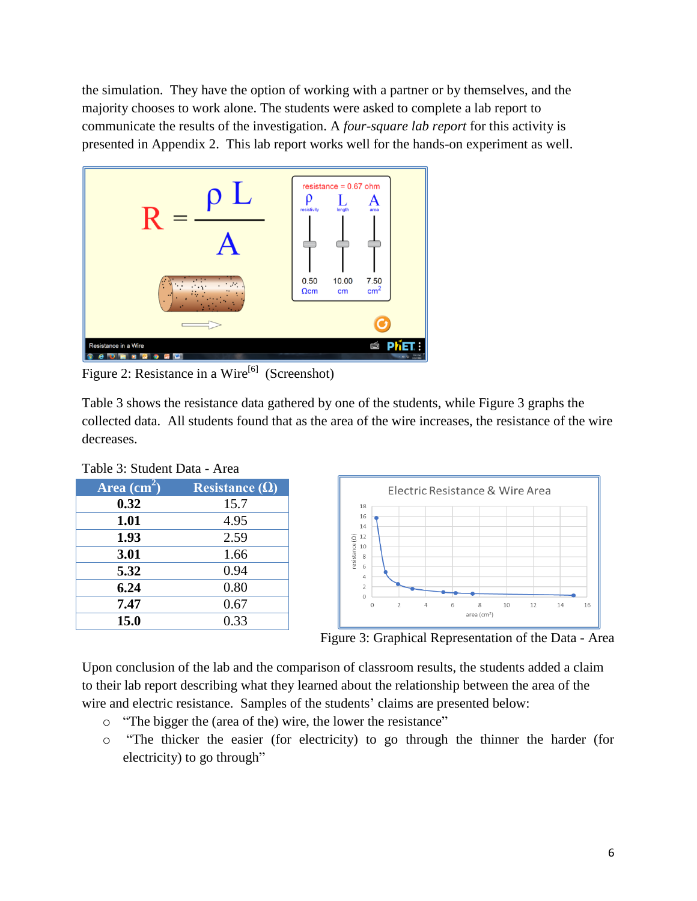the simulation. They have the option of working with a partner or by themselves, and the majority chooses to work alone. The students were asked to complete a lab report to communicate the results of the investigation. A *four-square lab report* for this activity is presented in Appendix 2. This lab report works well for the hands-on experiment as well.

Figure 2: Resistance in a Wire[6] (Screenshot)

Table 3 shows the resistance data gathered by one of the students, while Figure 3 graphs the collected data. All students found that as the area of the wire increases, the resistance of the wire decreases.

Table 3: Student Data - Area

| Area ($cm^2$) | Resistance (Ω) |
|---|---|
| **0.32** | 15.7 |
| **1.01** | 4.95 |
| **1.93** | 2.59 |
| **3.01** | 1.66 |
| **5.32** | 0.94 |
| **6.24** | 0.80 |
| **7.47** | 0.67 |
| **15.0** | 0.33 |

Figure 3: Graphical Representation of the Data - Area

Upon conclusion of the lab and the comparison of classroom results, the students added a claim to their lab report describing what they learned about the relationship between the area of the wire and electric resistance. Samples of the students' claims are presented below:

- "The bigger the (area of the) wire, the lower the resistance"
- "The thicker the easier (for electricity) to go through the thinner the harder (for electricity) to go through"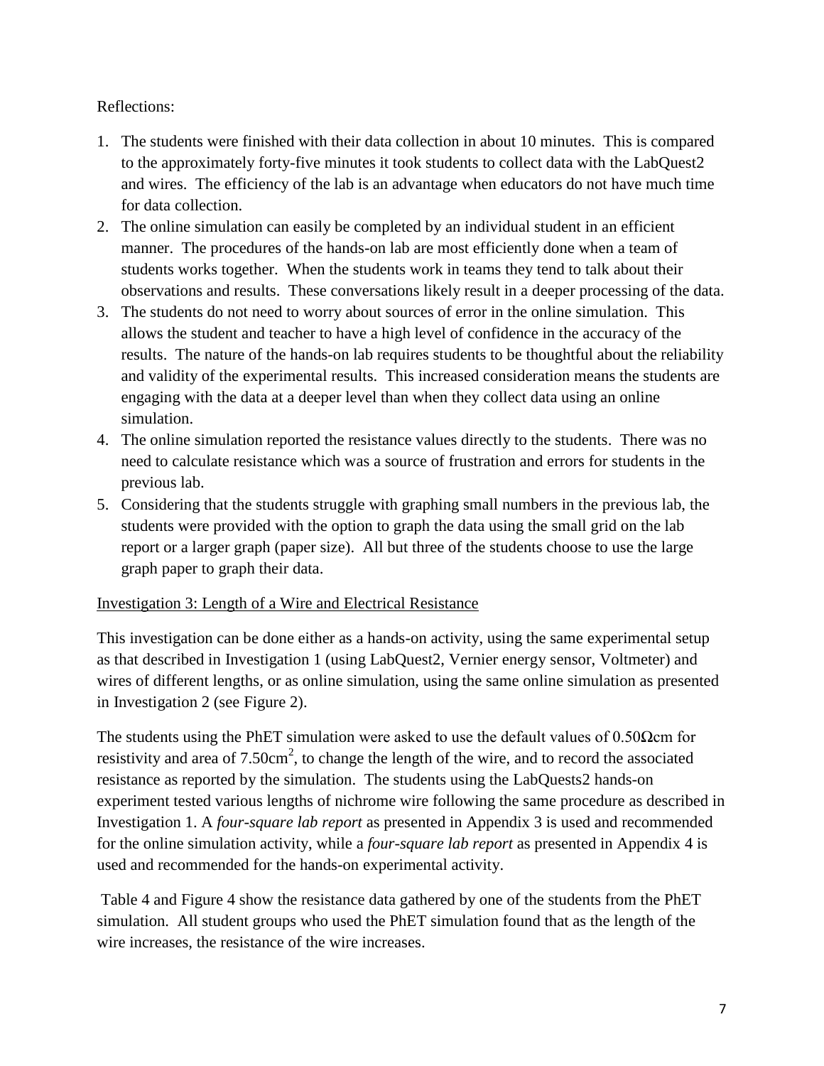Reflections:

1. The students were finished with their data collection in about 10 minutes. This is compared to the approximately forty-five minutes it took students to collect data with the LabQuest2 and wires. The efficiency of the lab is an advantage when educators do not have much time for data collection.
2. The online simulation can easily be completed by an individual student in an efficient manner. The procedures of the hands-on lab are most efficiently done when a team of students works together. When the students work in teams they tend to talk about their observations and results. These conversations likely result in a deeper processing of the data.
3. The students do not need to worry about sources of error in the online simulation. This allows the student and teacher to have a high level of confidence in the accuracy of the results. The nature of the hands-on lab requires students to be thoughtful about the reliability and validity of the experimental results. This increased consideration means the students are engaging with the data at a deeper level than when they collect data using an online simulation.
4. The online simulation reported the resistance values directly to the students. There was no need to calculate resistance which was a source of frustration and errors for students in the previous lab.
5. Considering that the students struggle with graphing small numbers in the previous lab, the students were provided with the option to graph the data using the small grid on the lab report or a larger graph (paper size). All but three of the students choose to use the large graph paper to graph their data.

<u>Investigation 3: Length of a Wire and Electrical Resistance</u>

This investigation can be done either as a hands-on activity, using the same experimental setup as that described in Investigation 1 (using LabQuest2, Vernier energy sensor, Voltmeter) and wires of different lengths, or as online simulation, using the same online simulation as presented in Investigation 2 (see Figure 2).

The students using the PhET simulation were asked to use the default values of 0.50Ωcm for resistivity and area of 7.50cm$^2$, to change the length of the wire, and to record the associated resistance as reported by the simulation. The students using the LabQuests2 hands-on experiment tested various lengths of nichrome wire following the same procedure as described in Investigation 1. A *four-square lab report* as presented in Appendix 3 is used and recommended for the online simulation activity, while a *four-square lab report* as presented in Appendix 4 is used and recommended for the hands-on experimental activity.

Table 4 and Figure 4 show the resistance data gathered by one of the students from the PhET simulation. All student groups who used the PhET simulation found that as the length of the wire increases, the resistance of the wire increases.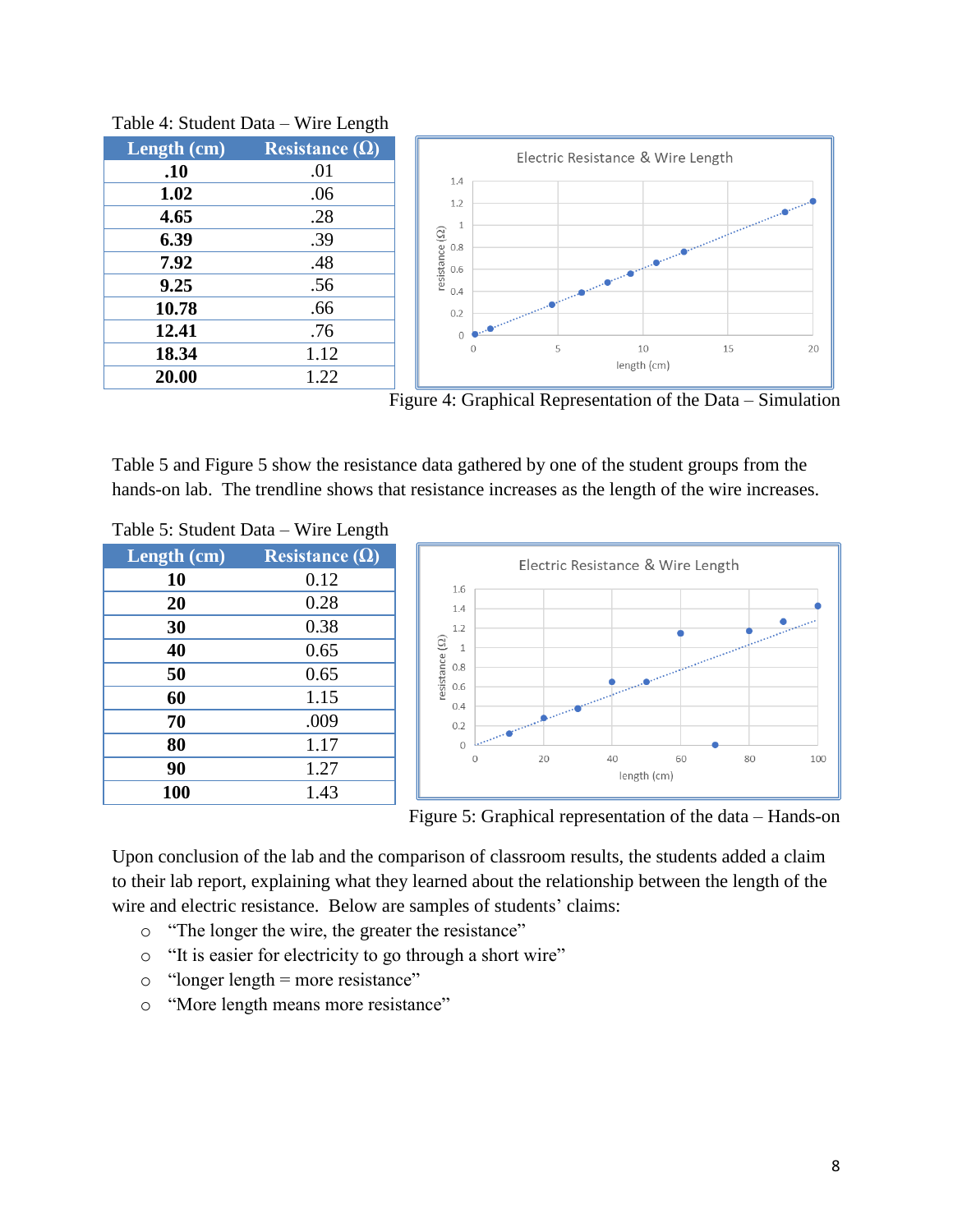Table 4: Student Data – Wire Length

| Length (cm) | Resistance (Ω) |
|---|---|
| **.10** | .01 |
| **1.02** | .06 |
| **4.65** | .28 |
| **6.39** | .39 |
| **7.92** | .48 |
| **9.25** | .56 |
| **10.78** | .66 |
| **12.41** | .76 |
| **18.34** | 1.12 |
| **20.00** | 1.22 |

Figure 4: Graphical Representation of the Data – Simulation

Table 5 and Figure 5 show the resistance data gathered by one of the student groups from the hands-on lab. The trendline shows that resistance increases as the length of the wire increases.

Table 5: Student Data – Wire Length

| Length (cm) | Resistance (Ω) |
|---|---|
| **10** | 0.12 |
| **20** | 0.28 |
| **30** | 0.38 |
| **40** | 0.65 |
| **50** | 0.65 |
| **60** | 1.15 |
| **70** | .009 |
| **80** | 1.17 |
| **90** | 1.27 |
| **100** | 1.43 |

Figure 5: Graphical representation of the data – Hands-on

Upon conclusion of the lab and the comparison of classroom results, the students added a claim to their lab report, explaining what they learned about the relationship between the length of the wire and electric resistance. Below are samples of students' claims:

- "The longer the wire, the greater the resistance"
- "It is easier for electricity to go through a short wire"
- "longer length = more resistance"
- "More length means more resistance"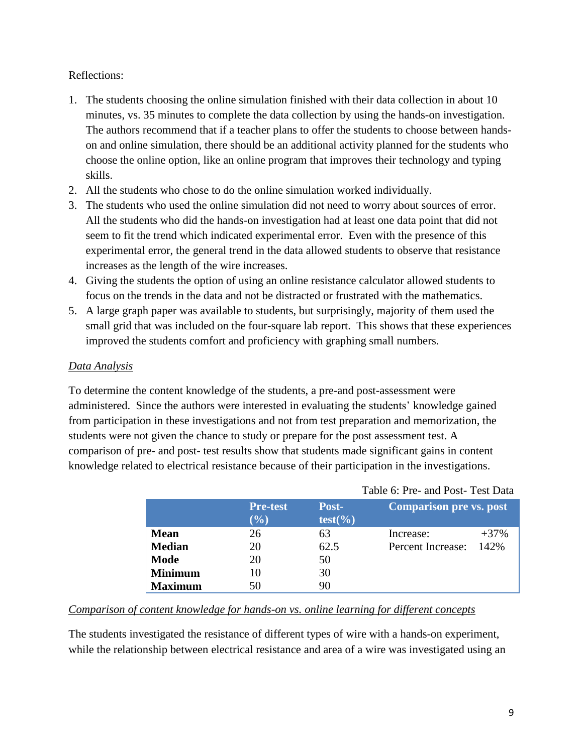Reflections:

1. The students choosing the online simulation finished with their data collection in about 10 minutes, vs. 35 minutes to complete the data collection by using the hands-on investigation. The authors recommend that if a teacher plans to offer the students to choose between hands-on and online simulation, there should be an additional activity planned for the students who choose the online option, like an online program that improves their technology and typing skills.
2. All the students who chose to do the online simulation worked individually.
3. The students who used the online simulation did not need to worry about sources of error. All the students who did the hands-on investigation had at least one data point that did not seem to fit the trend which indicated experimental error. Even with the presence of this experimental error, the general trend in the data allowed students to observe that resistance increases as the length of the wire increases.
4. Giving the students the option of using an online resistance calculator allowed students to focus on the trends in the data and not be distracted or frustrated with the mathematics.
5. A large graph paper was available to students, but surprisingly, majority of them used the small grid that was included on the four-square lab report. This shows that these experiences improved the students comfort and proficiency with graphing small numbers.

*Data Analysis*

To determine the content knowledge of the students, a pre-and post-assessment were administered. Since the authors were interested in evaluating the students' knowledge gained from participation in these investigations and not from test preparation and memorization, the students were not given the chance to study or prepare for the post assessment test. A comparison of pre- and post- test results show that students made significant gains in content knowledge related to electrical resistance because of their participation in the investigations.

Table 6: Pre- and Post- Test Data

| | Pre-test (%) | Post-test(%) | Comparison pre vs. post | |
|---|---|---|---|---|
| **Mean** | 26 | 63 | Increase: | +37% |
| **Median** | 20 | 62.5 | Percent Increase: | 142% |
| **Mode** | 20 | 50 | | |
| **Minimum** | 10 | 30 | | |
| **Maximum** | 50 | 90 | | |

*Comparison of content knowledge for hands-on vs. online learning for different concepts*

The students investigated the resistance of different types of wire with a hands-on experiment, while the relationship between electrical resistance and area of a wire was investigated using an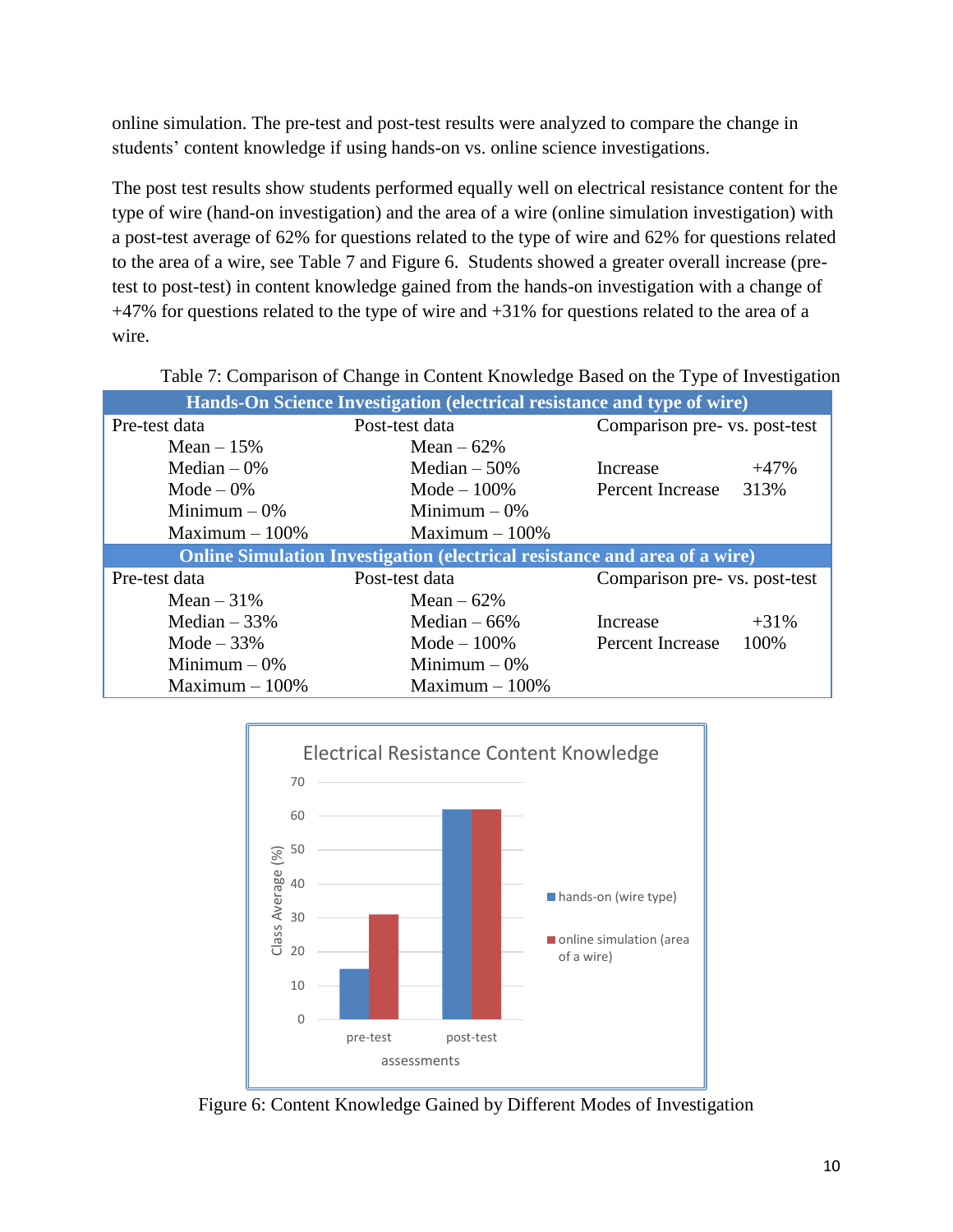online simulation. The pre-test and post-test results were analyzed to compare the change in students' content knowledge if using hands-on vs. online science investigations.

The post test results show students performed equally well on electrical resistance content for the type of wire (hand-on investigation) and the area of a wire (online simulation investigation) with a post-test average of 62% for questions related to the type of wire and 62% for questions related to the area of a wire, see Table 7 and Figure 6. Students showed a greater overall increase (pre-test to post-test) in content knowledge gained from the hands-on investigation with a change of +47% for questions related to the type of wire and +31% for questions related to the area of a wire.

Table 7: Comparison of Change in Content Knowledge Based on the Type of Investigation

| **Hands-On Science Investigation (electrical resistance and type of wire)** | | | |
|---|---|---|---|
| Pre-test data | Post-test data | Comparison pre- vs. post-test | |
| Mean – 15% | Mean – 62% | | |
| Median – 0% | Median – 50% | Increase | +47% |
| Mode – 0% | Mode – 100% | Percent Increase | 313% |
| Minimum – 0% | Minimum – 0% | | |
| Maximum – 100% | Maximum – 100% | | |
| **Online Simulation Investigation (electrical resistance and area of a wire)** | | | |
| Pre-test data | Post-test data | Comparison pre- vs. post-test | |
| Mean – 31% | Mean – 62% | | |
| Median – 33% | Median – 66% | Increase | +31% |
| Mode – 33% | Mode – 100% | Percent Increase | 100% |
| Minimum – 0% | Minimum – 0% | | |
| Maximum – 100% | Maximum – 100% | | |

Figure 6: Content Knowledge Gained by Different Modes of Investigation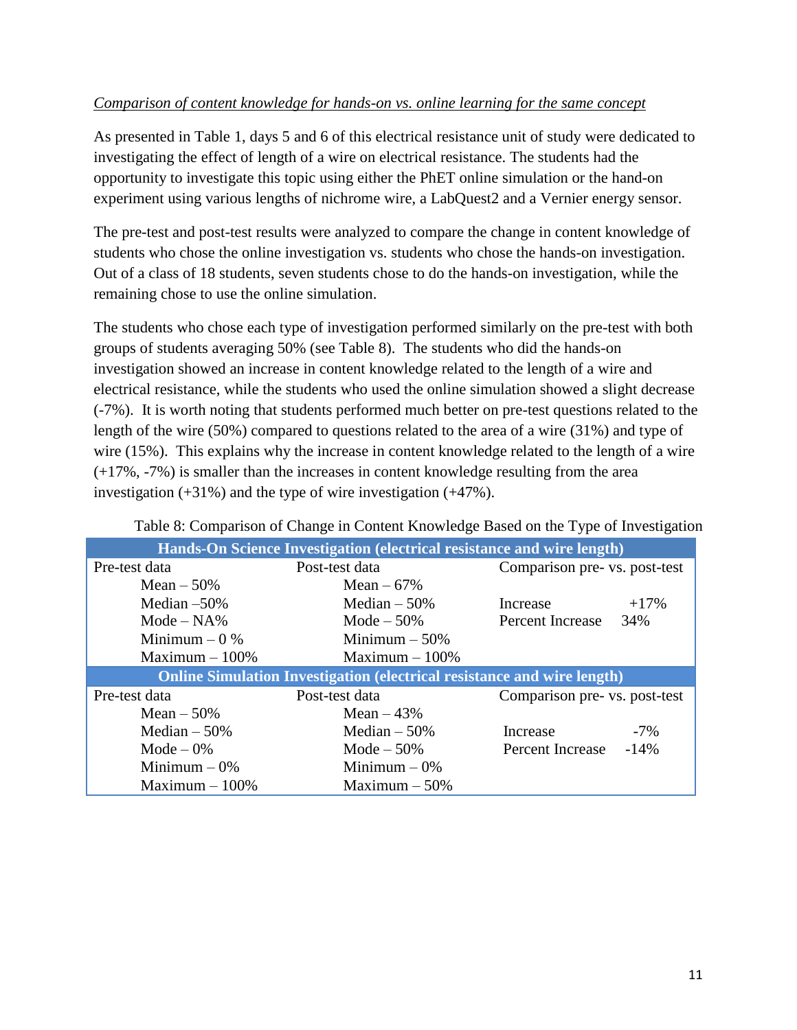*Comparison of content knowledge for hands-on vs. online learning for the same concept*

As presented in Table 1, days 5 and 6 of this electrical resistance unit of study were dedicated to investigating the effect of length of a wire on electrical resistance. The students had the opportunity to investigate this topic using either the PhET online simulation or the hand-on experiment using various lengths of nichrome wire, a LabQuest2 and a Vernier energy sensor.

The pre-test and post-test results were analyzed to compare the change in content knowledge of students who chose the online investigation vs. students who chose the hands-on investigation. Out of a class of 18 students, seven students chose to do the hands-on investigation, while the remaining chose to use the online simulation.

The students who chose each type of investigation performed similarly on the pre-test with both groups of students averaging 50% (see Table 8). The students who did the hands-on investigation showed an increase in content knowledge related to the length of a wire and electrical resistance, while the students who used the online simulation showed a slight decrease (-7%). It is worth noting that students performed much better on pre-test questions related to the length of the wire (50%) compared to questions related to the area of a wire (31%) and type of wire (15%). This explains why the increase in content knowledge related to the length of a wire (+17%, -7%) is smaller than the increases in content knowledge resulting from the area investigation (+31%) and the type of wire investigation (+47%).

Table 8: Comparison of Change in Content Knowledge Based on the Type of Investigation

| Pre-test data | Post-test data | Comparison pre- vs. post-test | |
|---|---|---|---|
| **Hands-On Science Investigation (electrical resistance and wire length)** | | | |
| Mean – 50% | Mean – 67% | | |
| Median –50% | Median – 50% | Increase | +17% |
| Mode – NA% | Mode – 50% | Percent Increase | 34% |
| Minimum – 0 % | Minimum – 50% | | |
| Maximum – 100% | Maximum – 100% | | |
| **Online Simulation Investigation (electrical resistance and wire length)** | | | |
| Pre-test data | Post-test data | Comparison pre- vs. post-test | |
| Mean – 50% | Mean – 43% | | |
| Median – 50% | Median – 50% | Increase | -7% |
| Mode – 0% | Mode – 50% | Percent Increase | -14% |
| Minimum – 0% | Minimum – 0% | | |
| Maximum – 100% | Maximum – 50% | | |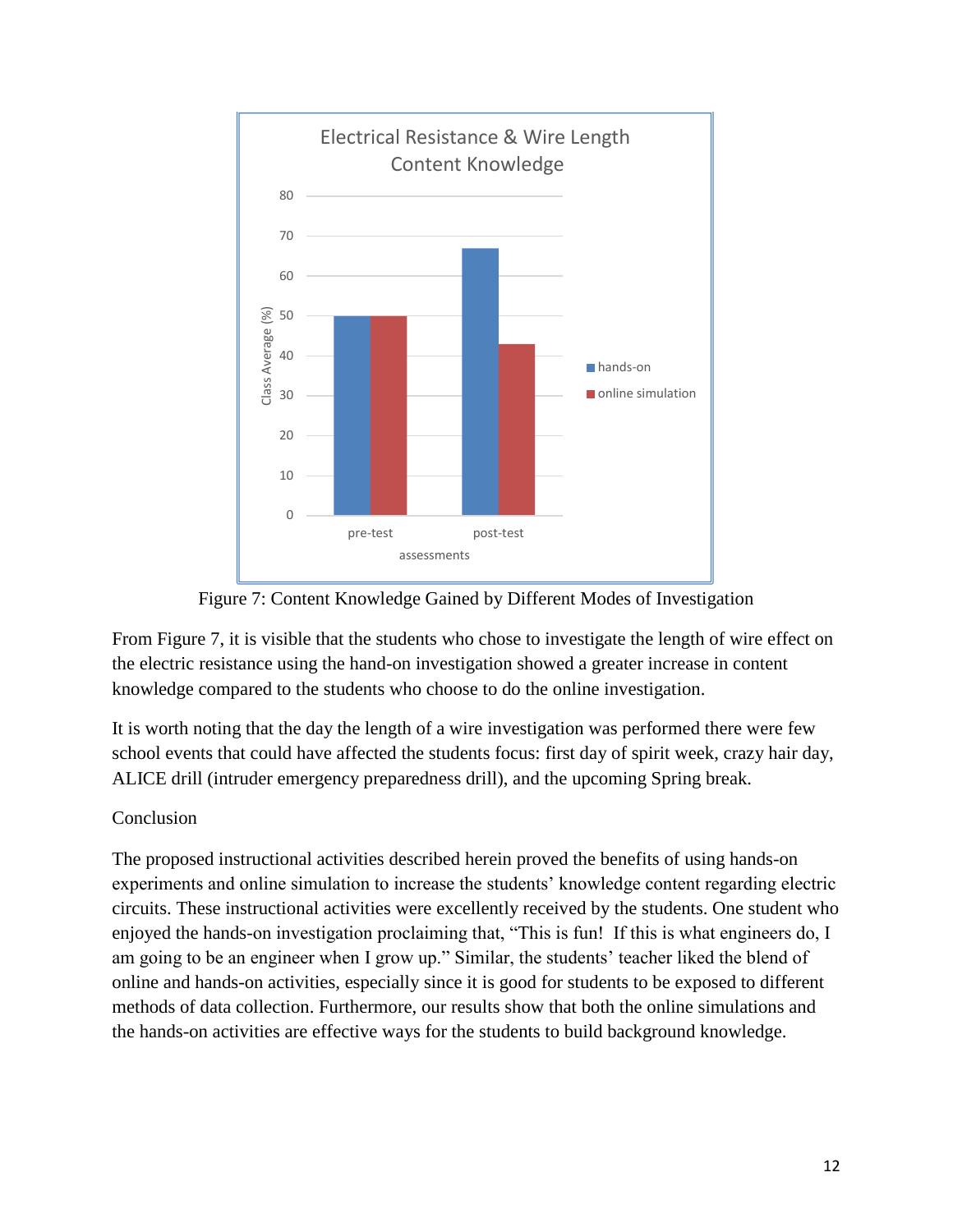Figure 7: Content Knowledge Gained by Different Modes of Investigation

From Figure 7, it is visible that the students who chose to investigate the length of wire effect on the electric resistance using the hand-on investigation showed a greater increase in content knowledge compared to the students who choose to do the online investigation.

It is worth noting that the day the length of a wire investigation was performed there were few school events that could have affected the students focus: first day of spirit week, crazy hair day, ALICE drill (intruder emergency preparedness drill), and the upcoming Spring break.

## Conclusion

The proposed instructional activities described herein proved the benefits of using hands-on experiments and online simulation to increase the students' knowledge content regarding electric circuits. These instructional activities were excellently received by the students. One student who enjoyed the hands-on investigation proclaiming that, "This is fun! If this is what engineers do, I am going to be an engineer when I grow up." Similar, the students' teacher liked the blend of online and hands-on activities, especially since it is good for students to be exposed to different methods of data collection. Furthermore, our results show that both the online simulations and the hands-on activities are effective ways for the students to build background knowledge.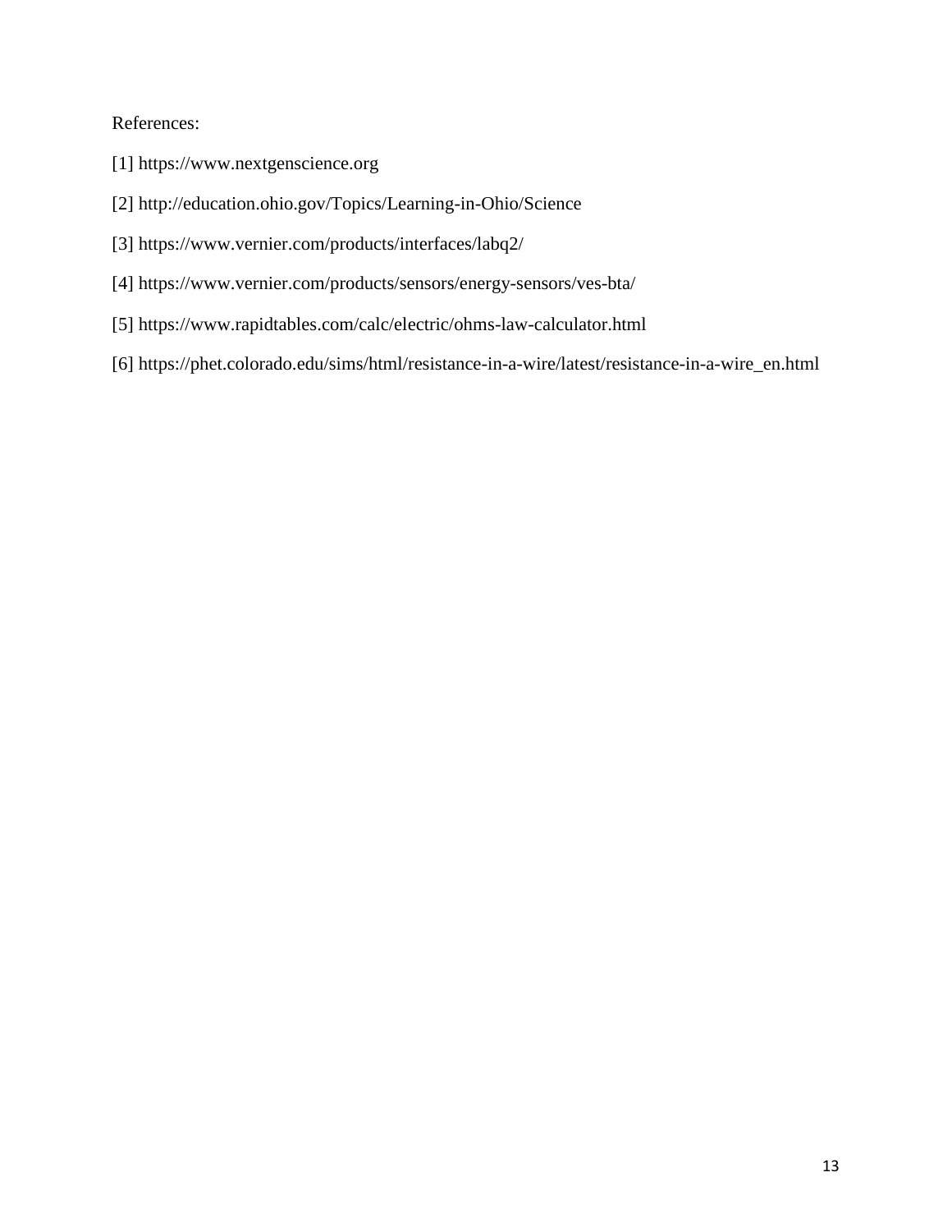References:

[1] https://www.nextgenscience.org

[2] http://education.ohio.gov/Topics/Learning-in-Ohio/Science

[3] https://www.vernier.com/products/interfaces/labq2/

[4] https://www.vernier.com/products/sensors/energy-sensors/ves-bta/

[5] https://www.rapidtables.com/calc/electric/ohms-law-calculator.html

[6] https://phet.colorado.edu/sims/html/resistance-in-a-wire/latest/resistance-in-a-wire_en.html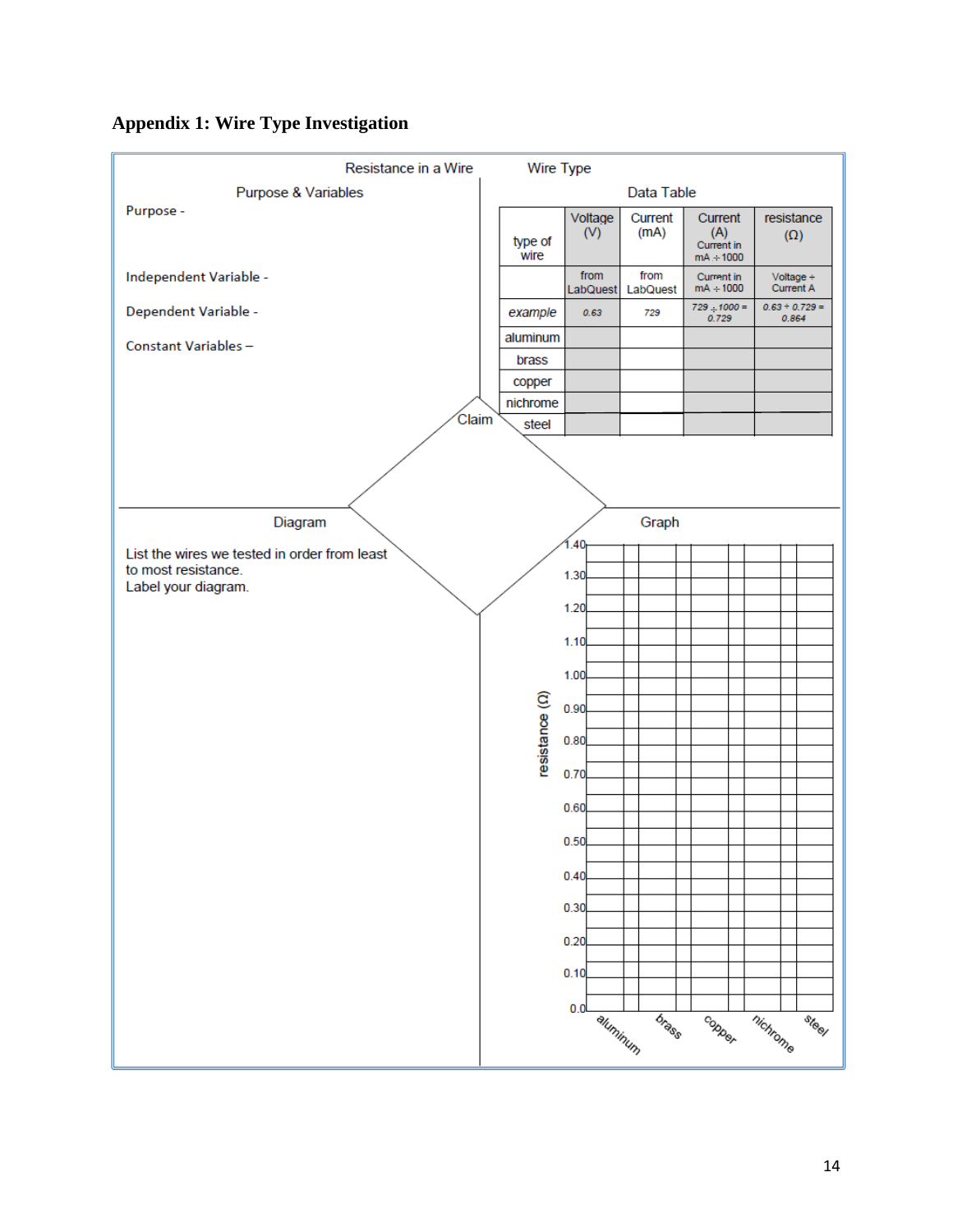## Appendix 1: Wire Type Investigation

Resistance in a Wire — Wire Type

### Purpose & Variables

Purpose -

Independent Variable -

Dependent Variable -

Constant Variables –

### Data Table

| type of wire | Voltage (V) | Current (mA) | Current (A) Current in mA ÷ 1000 | resistance (Ω) |
|---|---|---|---|---|
| | from LabQuest | from LabQuest | Current in mA ÷ 1000 | Voltage ÷ Current A |
| *example* | *0.63* | *729* | *729 ÷ 1000 = 0.729* | *0.63 ÷ 0.729 = 0.864* |
| aluminum | | | | |
| brass | | | | |
| copper | | | | |
| nichrome | | | | |
| steel | | | | |

### Claim

### Diagram

List the wires we tested in order from least to most resistance.
Label your diagram.

### Graph

resistance (Ω): 0.0, 0.10, 0.20, 0.30, 0.40, 0.50, 0.60, 0.70, 0.80, 0.90, 1.00, 1.10, 1.20, 1.30, 1.40

aluminum, brass, copper, nichrome, steel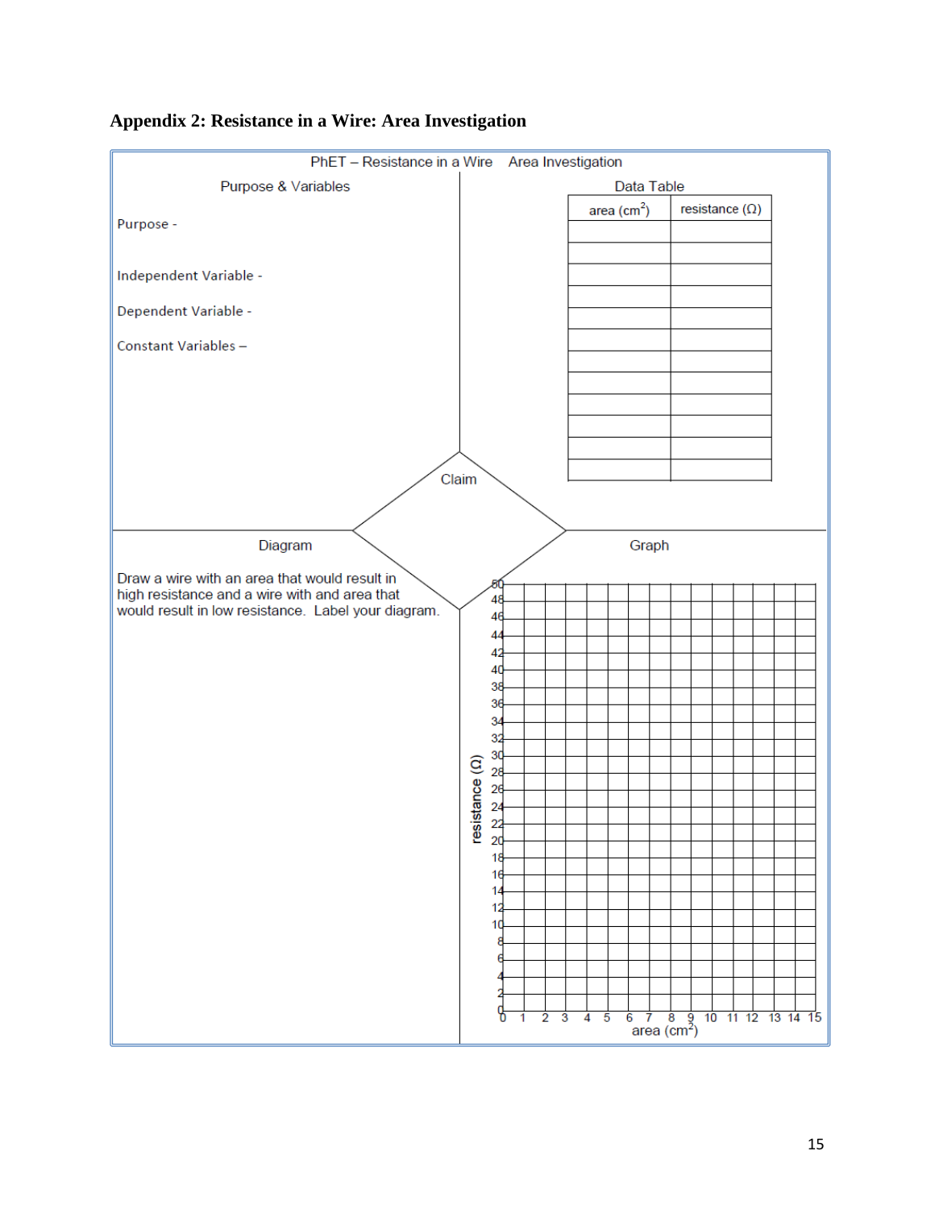**Appendix 2: Resistance in a Wire: Area Investigation**

PhET – Resistance in a Wire    Area Investigation

## Purpose & Variables

Purpose -

Independent Variable -

Dependent Variable -

Constant Variables –

## Data Table

| area ($cm^2$) | resistance (Ω) |
|---|---|
| | |
| | |
| | |
| | |
| | |
| | |
| | |
| | |
| | |
| | |
| | |
| | |

## Claim

## Diagram

Draw a wire with an area that would result in high resistance and a wire with and area that would result in low resistance. Label your diagram.

## Graph

resistance (Ω): 0, 2, 4, 6, 8, 10, 12, 14, 16, 18, 20, 22, 24, 26, 28, 30, 32, 34, 36, 38, 40, 42, 44, 46, 48, 50

area ($cm^2$): 0, 1, 2, 3, 4, 5, 6, 7, 8, 9, 10, 11, 12, 13, 14, 15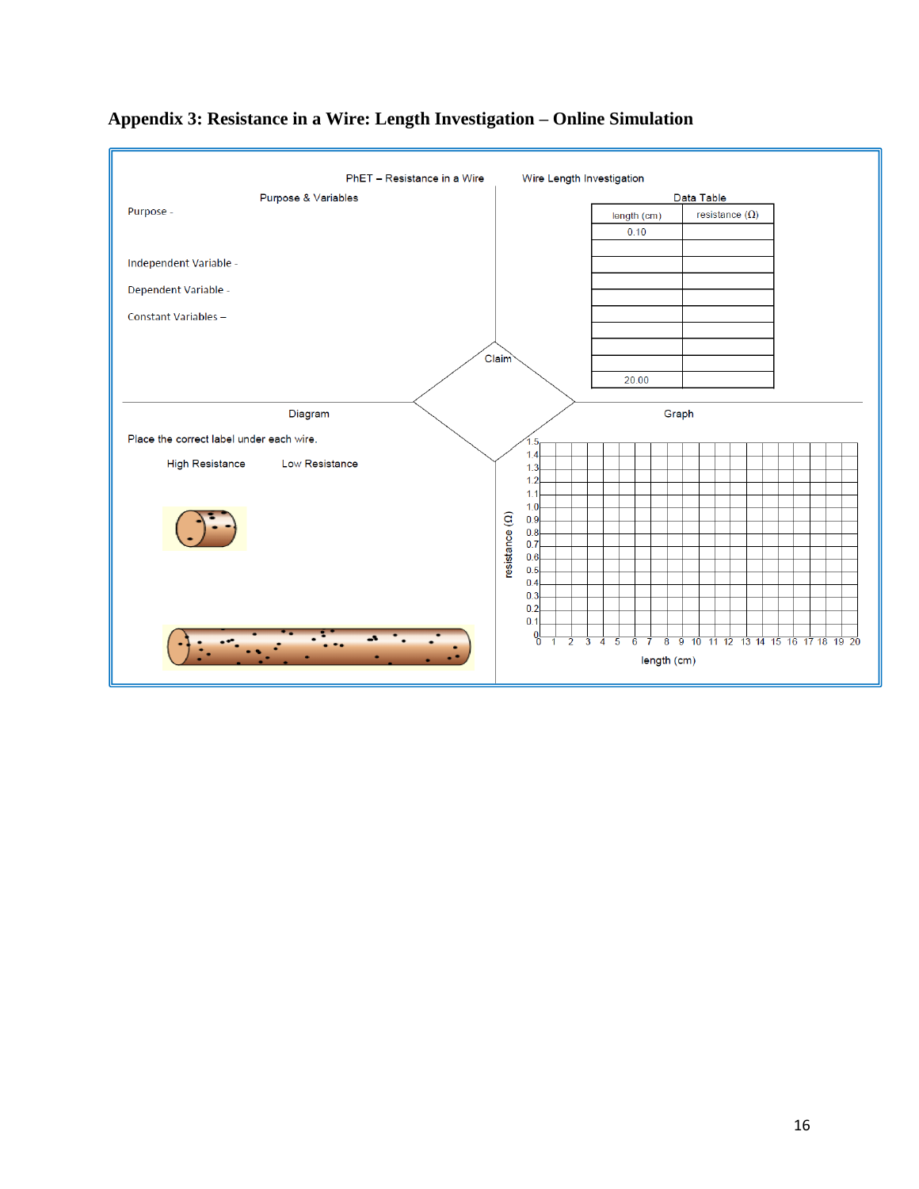## Appendix 3: Resistance in a Wire: Length Investigation – Online Simulation

PhET – Resistance in a Wire

Wire Length Investigation

### Purpose & Variables

Purpose -

Independent Variable -

Dependent Variable -

Constant Variables –

### Data Table

| length (cm) | resistance (Ω) |
|---|---|
| 0.10 | |
| | |
| | |
| | |
| | |
| | |
| | |
| | |
| | |
| 20.00 | |

### Claim

### Diagram

Place the correct label under each wire.

High Resistance Low Resistance

### Graph

resistance (Ω): 0, 0.1, 0.2, 0.3, 0.4, 0.5, 0.6, 0.7, 0.8, 0.9, 1.0, 1.1, 1.2, 1.3, 1.4, 1.5

length (cm): 0, 1, 2, 3, 4, 5, 6, 7, 8, 9, 10, 11, 12, 13, 14, 15, 16, 17, 18, 19, 20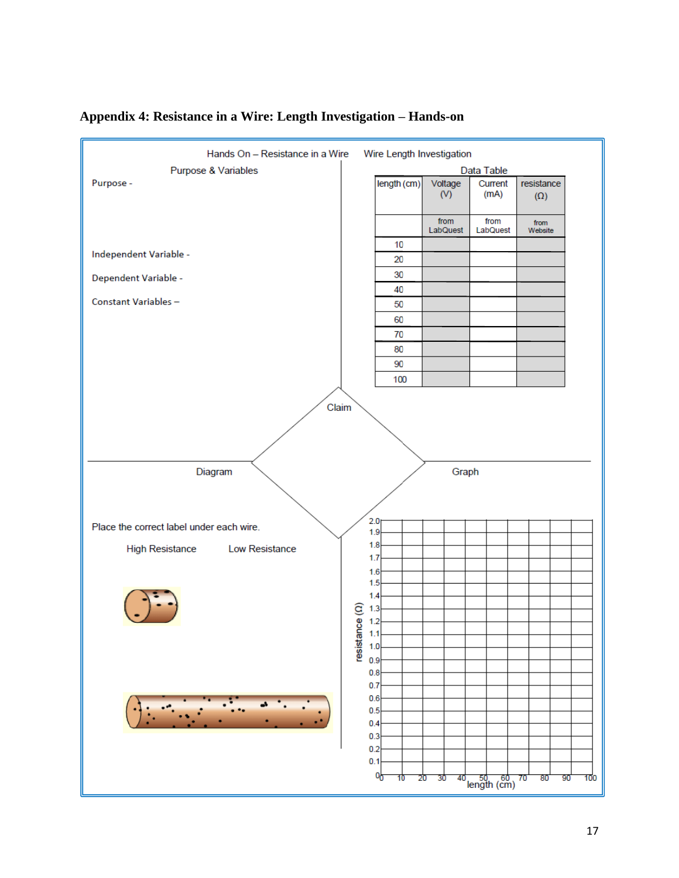## Appendix 4: Resistance in a Wire: Length Investigation – Hands-on

Hands On – Resistance in a Wire    Wire Length Investigation

**Purpose & Variables**

Purpose -

Independent Variable -

Dependent Variable -

Constant Variables –

**Data Table**

| length (cm) | Voltage (V) | Current (mA) | resistance (Ω) |
|---|---|---|---|
| | from LabQuest | from LabQuest | from Website |
| 10 | | | |
| 20 | | | |
| 30 | | | |
| 40 | | | |
| 50 | | | |
| 60 | | | |
| 70 | | | |
| 80 | | | |
| 90 | | | |
| 100 | | | |

**Claim**

**Diagram**

Place the correct label under each wire.

High Resistance    Low Resistance

**Graph**

resistance (Ω)

2.0
1.9
1.8
1.7
1.6
1.5
1.4
1.3
1.2
1.1
1.0
0.9
0.8
0.7
0.6
0.5
0.4
0.3
0.2
0.1
0

0 10 20 30 40 50 60 70 80 90 100

length (cm)